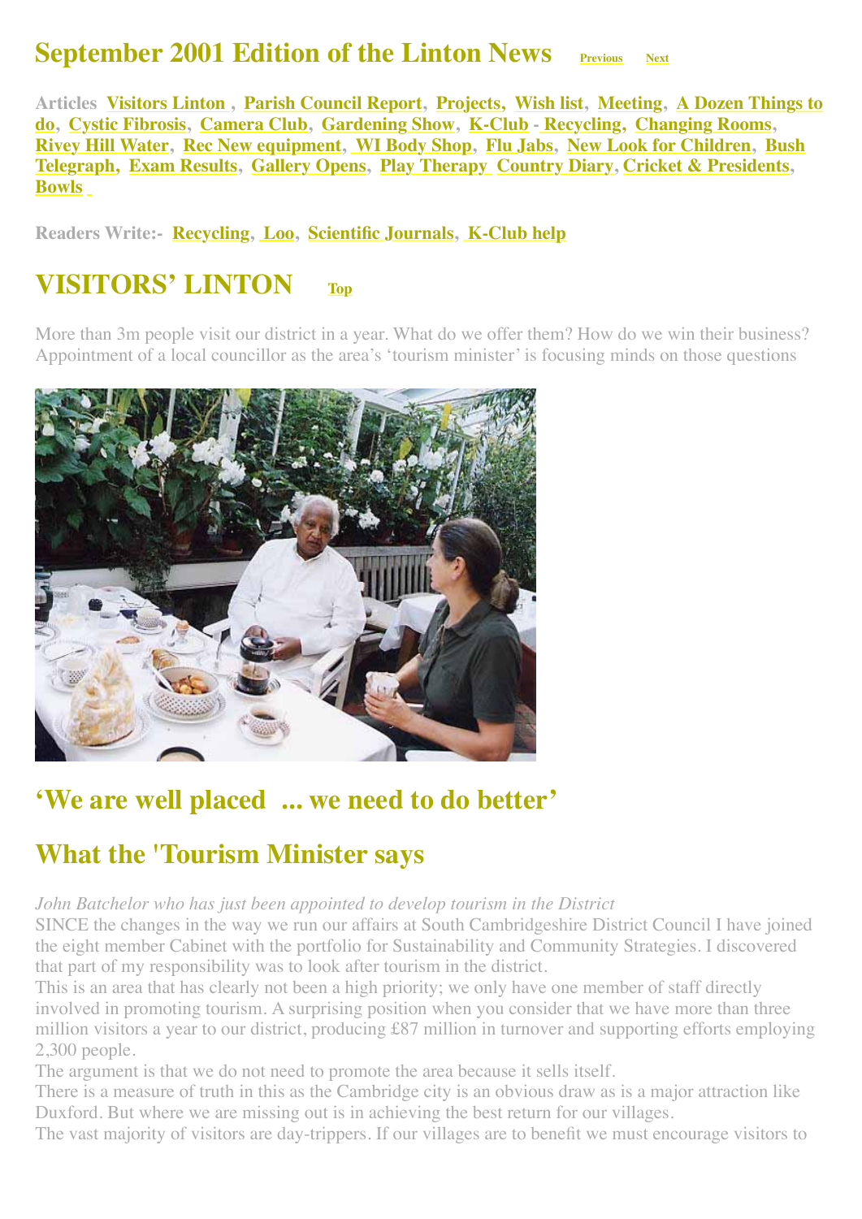# September 2001 Edition of the Linton News

Previous Next

**Articles** Visitors Linton , Parish Council Report, Projects, Wish list, Meeting, A Dozen Things to do, Cystic Fibrosis, Camera Club, Gardening Show, K-Club - Recycling, Changing Rooms, Rivey Hill Water, Rec New equipment, WI Body Shop, Flu Jabs, New Look for Children, Bush Telegraph, Exam Results, Gallery Opens, Play Therapy Country Diary, Cricket & Presidents, Bowls

**Readers Write:-** Recycling, Loo, Scientific Journals, K-Club help

## VISITORS' LINTON

Top

More than 3m people visit our district in a year. What do we offer them? How do we win their business? Appointment of a local councillor as the area's 'tourism minister' is focusing minds on those questions

## 'We are well placed ... we need to do better'

## What the 'Tourism Minister says

*John Batchelor who has just been appointed to develop tourism in the District*

SINCE the changes in the way we run our affairs at South Cambridgeshire District Council I have joined the eight member Cabinet with the portfolio for Sustainability and Community Strategies. I discovered that part of my responsibility was to look after tourism in the district.

This is an area that has clearly not been a high priority; we only have one member of staff directly involved in promoting tourism. A surprising position when you consider that we have more than three million visitors a year to our district, producing £87 million in turnover and supporting efforts employing 2,300 people.

The argument is that we do not need to promote the area because it sells itself.

There is a measure of truth in this as the Cambridge city is an obvious draw as is a major attraction like Duxford. But where we are missing out is in achieving the best return for our villages.

The vast majority of visitors are day-trippers. If our villages are to benefit we must encourage visitors to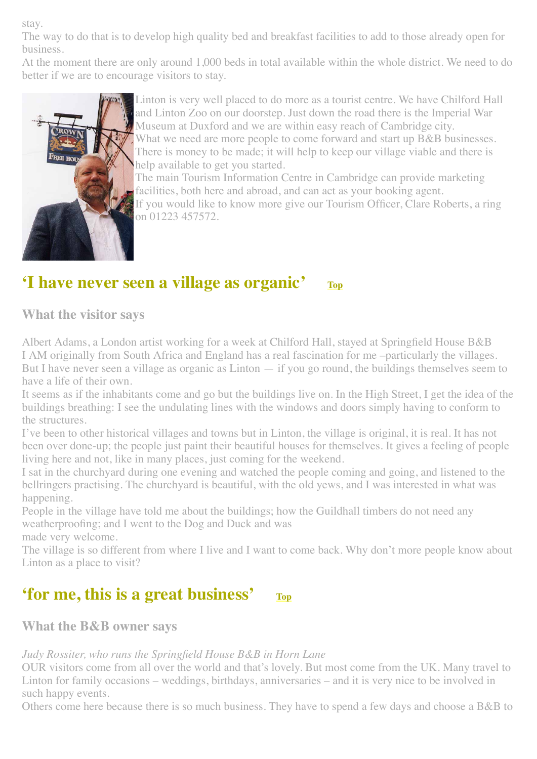stay.

The way to do that is to develop high quality bed and breakfast facilities to add to those already open for business.

At the moment there are only around 1,000 beds in total available within the whole district. We need to do better if we are to encourage visitors to stay.

Linton is very well placed to do more as a tourist centre. We have Chilford Hall and Linton Zoo on our doorstep. Just down the road there is the Imperial War Museum at Duxford and we are within easy reach of Cambridge city.

What we need are more people to come forward and start up B&B businesses. There is money to be made; it will help to keep our village viable and there is help available to get you started.

The main Tourism Information Centre in Cambridge can provide marketing facilities, both here and abroad, and can act as your booking agent.

If you would like to know more give our Tourism Officer, Clare Roberts, a ring on 01223 457572.

## ‘I have never seen a village as organic’ Top

### What the visitor says

Albert Adams, a London artist working for a week at Chilford Hall, stayed at Springfield House B&B

I AM originally from South Africa and England has a real fascination for me –particularly the villages. But I have never seen a village as organic as Linton — if you go round, the buildings themselves seem to have a life of their own.

It seems as if the inhabitants come and go but the buildings live on. In the High Street, I get the idea of the buildings breathing: I see the undulating lines with the windows and doors simply having to conform to the structures.

I’ve been to other historical villages and towns but in Linton, the village is original, it is real. It has not been over done-up; the people just paint their beautiful houses for themselves. It gives a feeling of people living here and not, like in many places, just coming for the weekend.

I sat in the churchyard during one evening and watched the people coming and going, and listened to the bellringers practising. The churchyard is beautiful, with the old yews, and I was interested in what was happening.

People in the village have told me about the buildings; how the Guildhall timbers do not need any weatherproofing; and I went to the Dog and Duck and was made very welcome.

The village is so different from where I live and I want to come back. Why don’t more people know about Linton as a place to visit?

## ‘for me, this is a great business’ Top

### What the B&B owner says

*Judy Rossiter, who runs the Springfield House B&B in Horn Lane*

OUR visitors come from all over the world and that’s lovely. But most come from the UK. Many travel to Linton for family occasions – weddings, birthdays, anniversaries – and it is very nice to be involved in such happy events.

Others come here because there is so much business. They have to spend a few days and choose a B&B to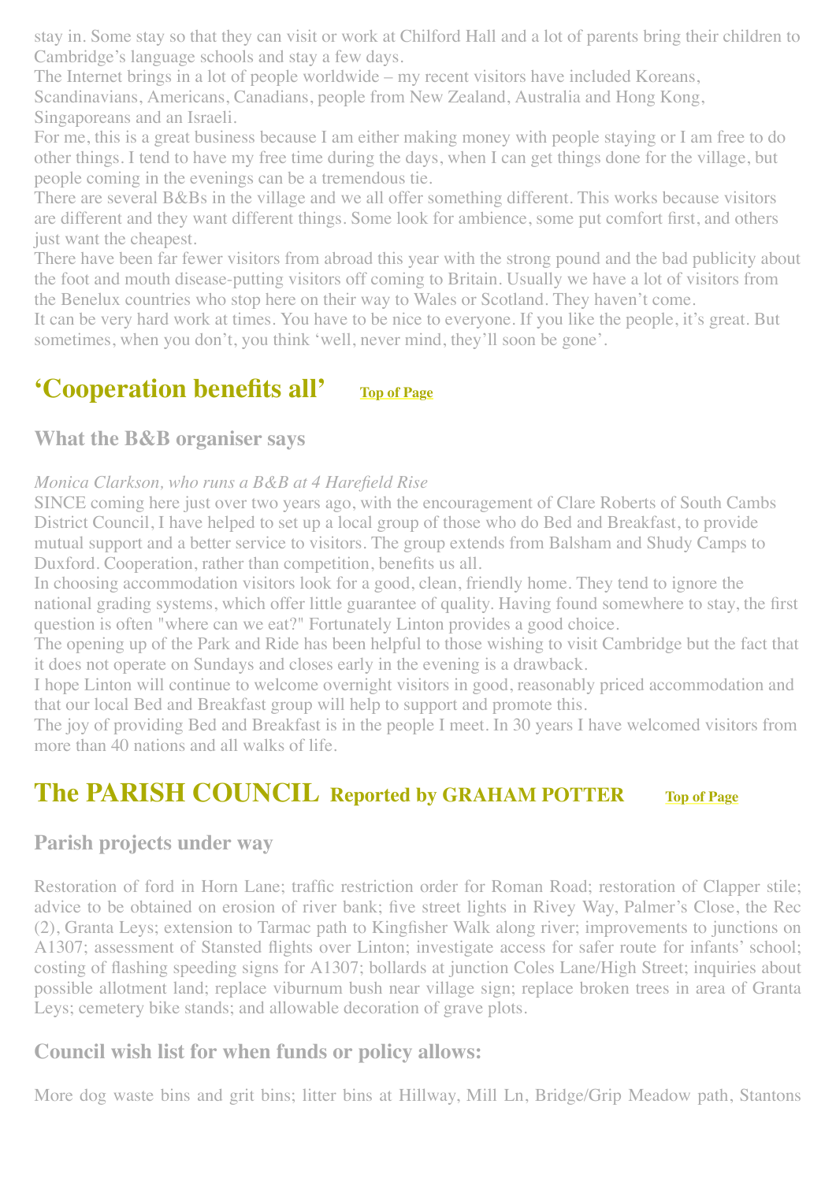stay in. Some stay so that they can visit or work at Chilford Hall and a lot of parents bring their children to Cambridge's language schools and stay a few days.

The Internet brings in a lot of people worldwide – my recent visitors have included Koreans, Scandinavians, Americans, Canadians, people from New Zealand, Australia and Hong Kong, Singaporeans and an Israeli.

For me, this is a great business because I am either making money with people staying or I am free to do other things. I tend to have my free time during the days, when I can get things done for the village, but people coming in the evenings can be a tremendous tie.

There are several B&Bs in the village and we all offer something different. This works because visitors are different and they want different things. Some look for ambience, some put comfort first, and others just want the cheapest.

There have been far fewer visitors from abroad this year with the strong pound and the bad publicity about the foot and mouth disease-putting visitors off coming to Britain. Usually we have a lot of visitors from the Benelux countries who stop here on their way to Wales or Scotland. They haven't come.

It can be very hard work at times. You have to be nice to everyone. If you like the people, it's great. But sometimes, when you don't, you think 'well, never mind, they'll soon be gone'.

## 'Cooperation benefits all' Top of Page

### What the B&B organiser says

*Monica Clarkson, who runs a B&B at 4 Harefield Rise*

SINCE coming here just over two years ago, with the encouragement of Clare Roberts of South Cambs District Council, I have helped to set up a local group of those who do Bed and Breakfast, to provide mutual support and a better service to visitors. The group extends from Balsham and Shudy Camps to Duxford. Cooperation, rather than competition, benefits us all.

In choosing accommodation visitors look for a good, clean, friendly home. They tend to ignore the national grading systems, which offer little guarantee of quality. Having found somewhere to stay, the first question is often "where can we eat?" Fortunately Linton provides a good choice.

The opening up of the Park and Ride has been helpful to those wishing to visit Cambridge but the fact that it does not operate on Sundays and closes early in the evening is a drawback.

I hope Linton will continue to welcome overnight visitors in good, reasonably priced accommodation and that our local Bed and Breakfast group will help to support and promote this.

The joy of providing Bed and Breakfast is in the people I meet. In 30 years I have welcomed visitors from more than 40 nations and all walks of life.

## The PARISH COUNCIL Reported by GRAHAM POTTER Top of Page

### Parish projects under way

Restoration of ford in Horn Lane; traffic restriction order for Roman Road; restoration of Clapper stile; advice to be obtained on erosion of river bank; five street lights in Rivey Way, Palmer's Close, the Rec (2), Granta Leys; extension to Tarmac path to Kingfisher Walk along river; improvements to junctions on A1307; assessment of Stansted flights over Linton; investigate access for safer route for infants' school; costing of flashing speeding signs for A1307; bollards at junction Coles Lane/High Street; inquiries about possible allotment land; replace viburnum bush near village sign; replace broken trees in area of Granta Leys; cemetery bike stands; and allowable decoration of grave plots.

### Council wish list for when funds or policy allows:

More dog waste bins and grit bins; litter bins at Hillway, Mill Ln, Bridge/Grip Meadow path, Stantons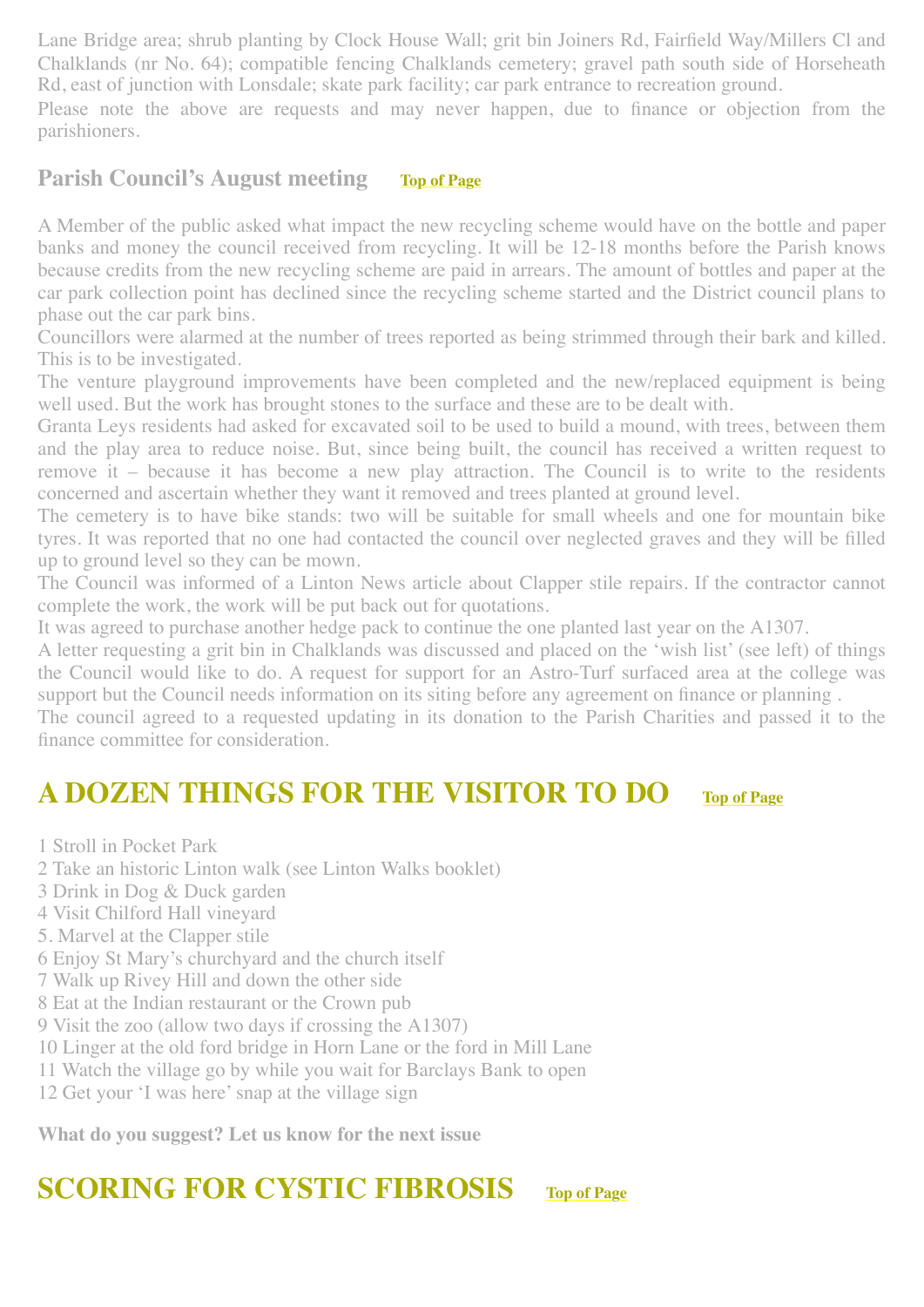Lane Bridge area; shrub planting by Clock House Wall; grit bin Joiners Rd, Fairfield Way/Millers Cl and Chalklands (nr No. 64); compatible fencing Chalklands cemetery; gravel path south side of Horseheath Rd, east of junction with Lonsdale; skate park facility; car park entrance to recreation ground.

Please note the above are requests and may never happen, due to finance or objection from the parishioners.

### Parish Council's August meeting Top of Page

A Member of the public asked what impact the new recycling scheme would have on the bottle and paper banks and money the council received from recycling. It will be 12-18 months before the Parish knows because credits from the new recycling scheme are paid in arrears. The amount of bottles and paper at the car park collection point has declined since the recycling scheme started and the District council plans to phase out the car park bins.

Councillors were alarmed at the number of trees reported as being strimmed through their bark and killed. This is to be investigated.

The venture playground improvements have been completed and the new/replaced equipment is being well used. But the work has brought stones to the surface and these are to be dealt with.

Granta Leys residents had asked for excavated soil to be used to build a mound, with trees, between them and the play area to reduce noise. But, since being built, the council has received a written request to remove it – because it has become a new play attraction. The Council is to write to the residents concerned and ascertain whether they want it removed and trees planted at ground level.

The cemetery is to have bike stands: two will be suitable for small wheels and one for mountain bike tyres. It was reported that no one had contacted the council over neglected graves and they will be filled up to ground level so they can be mown.

The Council was informed of a Linton News article about Clapper stile repairs. If the contractor cannot complete the work, the work will be put back out for quotations.

It was agreed to purchase another hedge pack to continue the one planted last year on the A1307.

A letter requesting a grit bin in Chalklands was discussed and placed on the 'wish list' (see left) of things the Council would like to do. A request for support for an Astro-Turf surfaced area at the college was support but the Council needs information on its siting before any agreement on finance or planning .

The council agreed to a requested updating in its donation to the Parish Charities and passed it to the finance committee for consideration.

## A DOZEN THINGS FOR THE VISITOR TO DO Top of Page

1 Stroll in Pocket Park
2 Take an historic Linton walk (see Linton Walks booklet)
3 Drink in Dog & Duck garden
4 Visit Chilford Hall vineyard
5. Marvel at the Clapper stile
6 Enjoy St Mary's churchyard and the church itself
7 Walk up Rivey Hill and down the other side
8 Eat at the Indian restaurant or the Crown pub
9 Visit the zoo (allow two days if crossing the A1307)
10 Linger at the old ford bridge in Horn Lane or the ford in Mill Lane
11 Watch the village go by while you wait for Barclays Bank to open
12 Get your 'I was here' snap at the village sign

**What do you suggest? Let us know for the next issue**

## SCORING FOR CYSTIC FIBROSIS Top of Page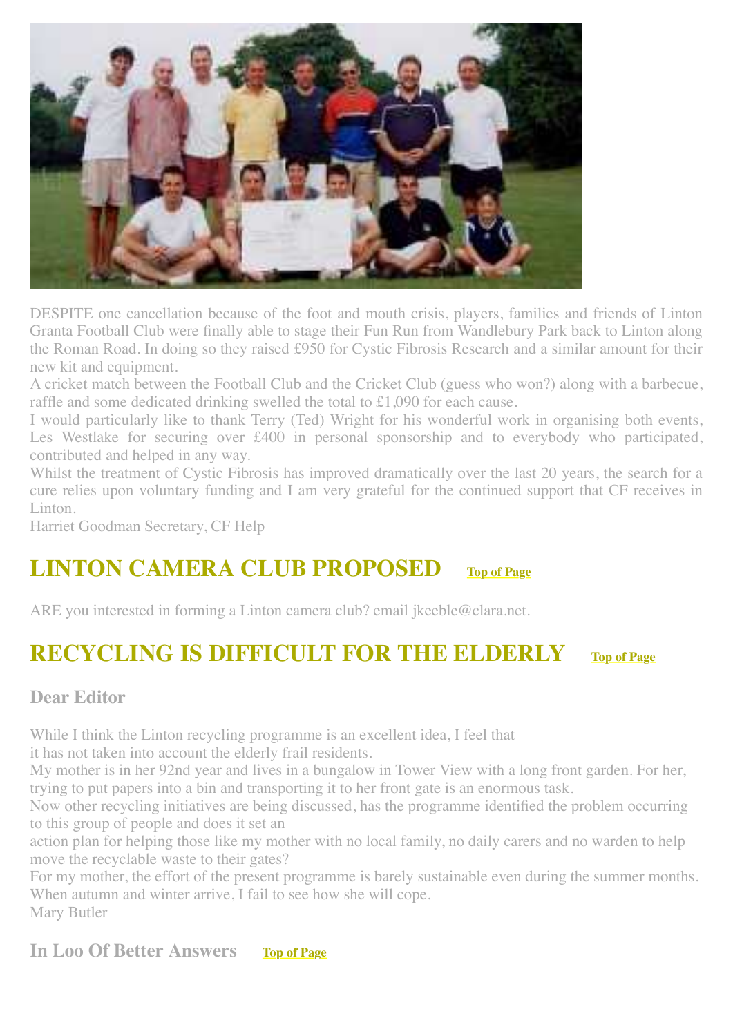DESPITE one cancellation because of the foot and mouth crisis, players, families and friends of Linton Granta Football Club were finally able to stage their Fun Run from Wandlebury Park back to Linton along the Roman Road. In doing so they raised £950 for Cystic Fibrosis Research and a similar amount for their new kit and equipment.

A cricket match between the Football Club and the Cricket Club (guess who won?) along with a barbecue, raffle and some dedicated drinking swelled the total to £1,090 for each cause.

I would particularly like to thank Terry (Ted) Wright for his wonderful work in organising both events, Les Westlake for securing over £400 in personal sponsorship and to everybody who participated, contributed and helped in any way.

Whilst the treatment of Cystic Fibrosis has improved dramatically over the last 20 years, the search for a cure relies upon voluntary funding and I am very grateful for the continued support that CF receives in Linton.

Harriet Goodman Secretary, CF Help

## LINTON CAMERA CLUB PROPOSED

Top of Page

ARE you interested in forming a Linton camera club? email jkeeble@clara.net.

## RECYCLING IS DIFFICULT FOR THE ELDERLY

Top of Page

### Dear Editor

While I think the Linton recycling programme is an excellent idea, I feel that it has not taken into account the elderly frail residents.

My mother is in her 92nd year and lives in a bungalow in Tower View with a long front garden. For her, trying to put papers into a bin and transporting it to her front gate is an enormous task.

Now other recycling initiatives are being discussed, has the programme identified the problem occurring to this group of people and does it set an action plan for helping those like my mother with no local family, no daily carers and no warden to help move the recyclable waste to their gates?

For my mother, the effort of the present programme is barely sustainable even during the summer months. When autumn and winter arrive, I fail to see how she will cope.

Mary Butler

### In Loo Of Better Answers

Top of Page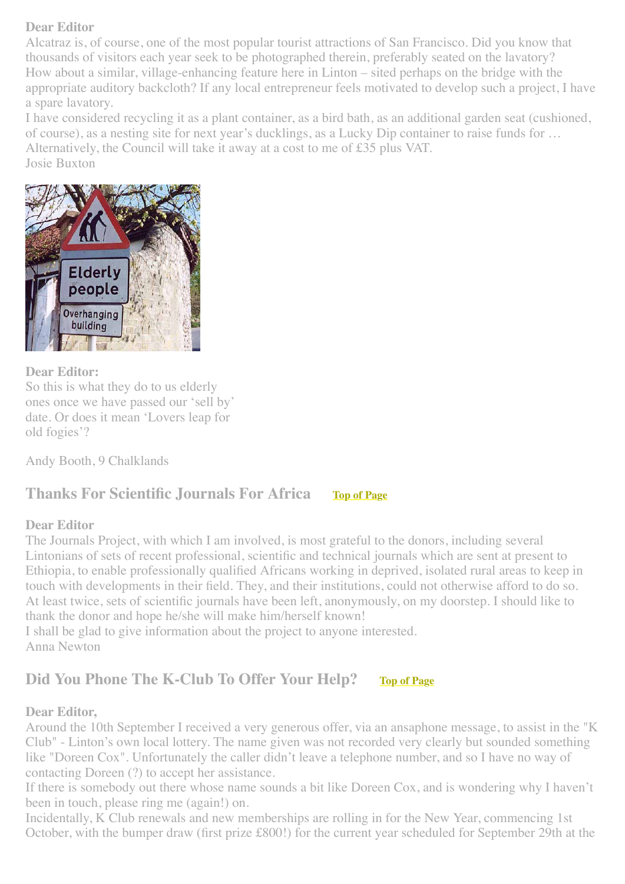**Dear Editor**

Alcatraz is, of course, one of the most popular tourist attractions of San Francisco. Did you know that thousands of visitors each year seek to be photographed therein, preferably seated on the lavatory?
How about a similar, village-enhancing feature here in Linton – sited perhaps on the bridge with the appropriate auditory backcloth? If any local entrepreneur feels motivated to develop such a project, I have a spare lavatory.
I have considered recycling it as a plant container, as a bird bath, as an additional garden seat (cushioned, of course), as a nesting site for next year's ducklings, as a Lucky Dip container to raise funds for …
Alternatively, the Council will take it away at a cost to me of £35 plus VAT.
Josie Buxton

**Dear Editor:**

So this is what they do to us elderly ones once we have passed our 'sell by' date. Or does it mean 'Lovers leap for old fogies'?

Andy Booth, 9 Chalklands

## Thanks For Scientific Journals For Africa

Top of Page

**Dear Editor**

The Journals Project, with which I am involved, is most grateful to the donors, including several Lintonians of sets of recent professional, scientific and technical journals which are sent at present to Ethiopia, to enable professionally qualified Africans working in deprived, isolated rural areas to keep in touch with developments in their field. They, and their institutions, could not otherwise afford to do so.
At least twice, sets of scientific journals have been left, anonymously, on my doorstep. I should like to thank the donor and hope he/she will make him/herself known!
I shall be glad to give information about the project to anyone interested.
Anna Newton

## Did You Phone The K-Club To Offer Your Help?

Top of Page

**Dear Editor,**

Around the 10th September I received a very generous offer, via an ansaphone message, to assist in the "K Club" - Linton's own local lottery. The name given was not recorded very clearly but sounded something like "Doreen Cox". Unfortunately the caller didn't leave a telephone number, and so I have no way of contacting Doreen (?) to accept her assistance.
If there is somebody out there whose name sounds a bit like Doreen Cox, and is wondering why I haven't been in touch, please ring me (again!) on.
Incidentally, K Club renewals and new memberships are rolling in for the New Year, commencing 1st October, with the bumper draw (first prize £800!) for the current year scheduled for September 29th at the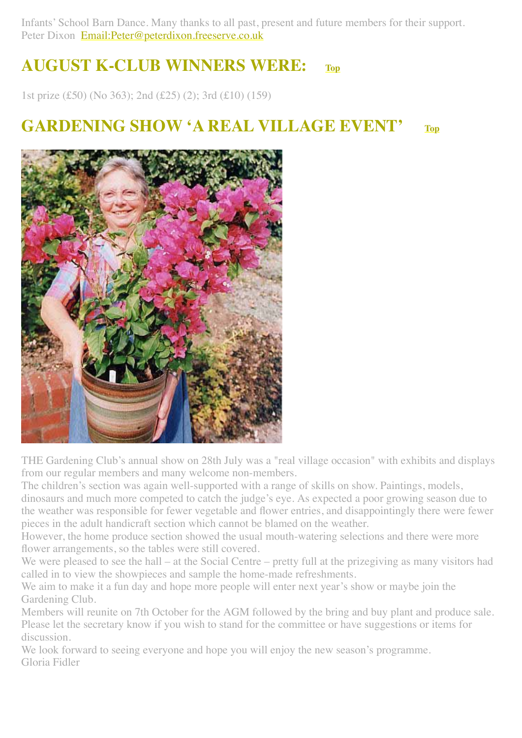Infants' School Barn Dance. Many thanks to all past, present and future members for their support.
Peter Dixon Email:Peter@peterdixon.freeserve.co.uk

## AUGUST K-CLUB WINNERS WERE: Top

1st prize (£50) (No 363); 2nd (£25) (2); 3rd (£10) (159)

## GARDENING SHOW 'A REAL VILLAGE EVENT' Top

THE Gardening Club's annual show on 28th July was a "real village occasion" with exhibits and displays from our regular members and many welcome non-members.

The children's section was again well-supported with a range of skills on show. Paintings, models, dinosaurs and much more competed to catch the judge's eye. As expected a poor growing season due to the weather was responsible for fewer vegetable and flower entries, and disappointingly there were fewer pieces in the adult handicraft section which cannot be blamed on the weather.

However, the home produce section showed the usual mouth-watering selections and there were more flower arrangements, so the tables were still covered.

We were pleased to see the hall – at the Social Centre – pretty full at the prizegiving as many visitors had called in to view the showpieces and sample the home-made refreshments.

We aim to make it a fun day and hope more people will enter next year's show or maybe join the Gardening Club.

Members will reunite on 7th October for the AGM followed by the bring and buy plant and produce sale. Please let the secretary know if you wish to stand for the committee or have suggestions or items for discussion.

We look forward to seeing everyone and hope you will enjoy the new season's programme.

Gloria Fidler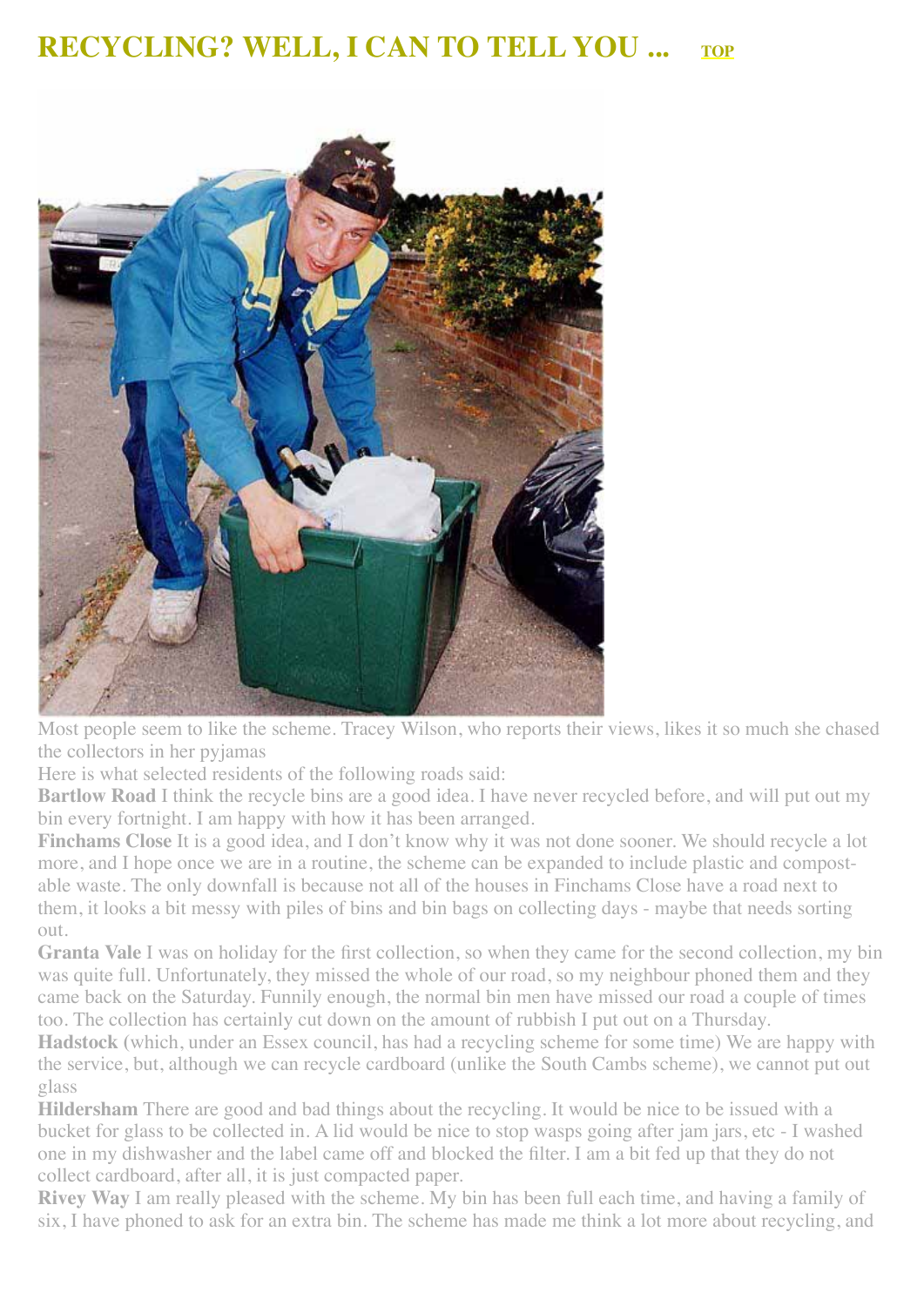# RECYCLING? WELL, I CAN TO TELL YOU ... TOP

Most people seem to like the scheme. Tracey Wilson, who reports their views, likes it so much she chased the collectors in her pyjamas

Here is what selected residents of the following roads said:

**Bartlow Road** I think the recycle bins are a good idea. I have never recycled before, and will put out my bin every fortnight. I am happy with how it has been arranged.

**Finchams Close** It is a good idea, and I don't know why it was not done sooner. We should recycle a lot more, and I hope once we are in a routine, the scheme can be expanded to include plastic and compost-able waste. The only downfall is because not all of the houses in Finchams Close have a road next to them, it looks a bit messy with piles of bins and bin bags on collecting days - maybe that needs sorting out.

**Granta Vale** I was on holiday for the first collection, so when they came for the second collection, my bin was quite full. Unfortunately, they missed the whole of our road, so my neighbour phoned them and they came back on the Saturday. Funnily enough, the normal bin men have missed our road a couple of times too. The collection has certainly cut down on the amount of rubbish I put out on a Thursday.

**Hadstock** (which, under an Essex council, has had a recycling scheme for some time) We are happy with the service, but, although we can recycle cardboard (unlike the South Cambs scheme), we cannot put out glass

**Hildersham** There are good and bad things about the recycling. It would be nice to be issued with a bucket for glass to be collected in. A lid would be nice to stop wasps going after jam jars, etc - I washed one in my dishwasher and the label came off and blocked the filter. I am a bit fed up that they do not collect cardboard, after all, it is just compacted paper.

**Rivey Way** I am really pleased with the scheme. My bin has been full each time, and having a family of six, I have phoned to ask for an extra bin. The scheme has made me think a lot more about recycling, and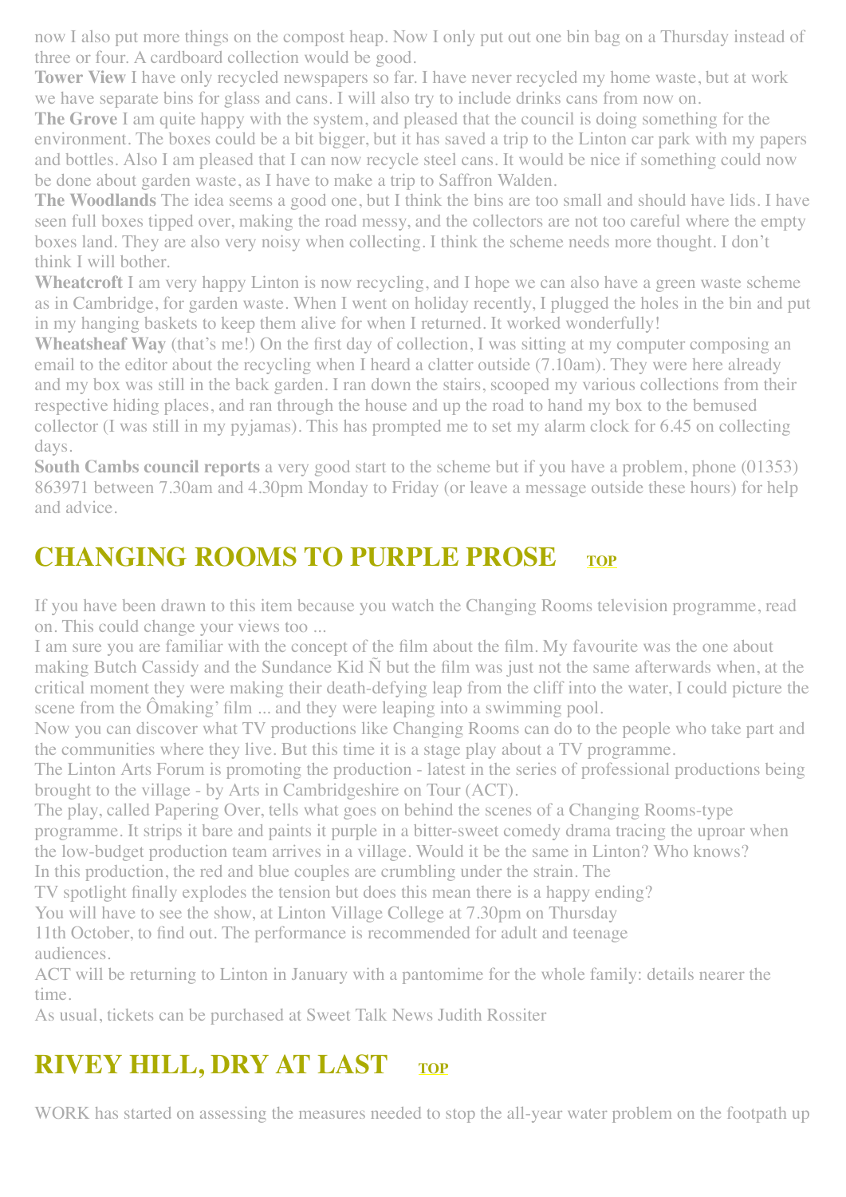now I also put more things on the compost heap. Now I only put out one bin bag on a Thursday instead of three or four. A cardboard collection would be good.

**Tower View** I have only recycled newspapers so far. I have never recycled my home waste, but at work we have separate bins for glass and cans. I will also try to include drinks cans from now on.

**The Grove** I am quite happy with the system, and pleased that the council is doing something for the environment. The boxes could be a bit bigger, but it has saved a trip to the Linton car park with my papers and bottles. Also I am pleased that I can now recycle steel cans. It would be nice if something could now be done about garden waste, as I have to make a trip to Saffron Walden.

**The Woodlands** The idea seems a good one, but I think the bins are too small and should have lids. I have seen full boxes tipped over, making the road messy, and the collectors are not too careful where the empty boxes land. They are also very noisy when collecting. I think the scheme needs more thought. I don't think I will bother.

**Wheatcroft** I am very happy Linton is now recycling, and I hope we can also have a green waste scheme as in Cambridge, for garden waste. When I went on holiday recently, I plugged the holes in the bin and put in my hanging baskets to keep them alive for when I returned. It worked wonderfully!

**Wheatsheaf Way** (that's me!) On the first day of collection, I was sitting at my computer composing an email to the editor about the recycling when I heard a clatter outside (7.10am). They were here already and my box was still in the back garden. I ran down the stairs, scooped my various collections from their respective hiding places, and ran through the house and up the road to hand my box to the bemused collector (I was still in my pyjamas). This has prompted me to set my alarm clock for 6.45 on collecting days.

**South Cambs council reports** a very good start to the scheme but if you have a problem, phone (01353) 863971 between 7.30am and 4.30pm Monday to Friday (or leave a message outside these hours) for help and advice.

## CHANGING ROOMS TO PURPLE PROSE TOP

If you have been drawn to this item because you watch the Changing Rooms television programme, read on. This could change your views too ...

I am sure you are familiar with the concept of the film about the film. My favourite was the one about making Butch Cassidy and the Sundance Kid Ñ but the film was just not the same afterwards when, at the critical moment they were making their death-defying leap from the cliff into the water, I could picture the scene from the Ômaking' film ... and they were leaping into a swimming pool.

Now you can discover what TV productions like Changing Rooms can do to the people who take part and the communities where they live. But this time it is a stage play about a TV programme.

The Linton Arts Forum is promoting the production - latest in the series of professional productions being brought to the village - by Arts in Cambridgeshire on Tour (ACT).

The play, called Papering Over, tells what goes on behind the scenes of a Changing Rooms-type programme. It strips it bare and paints it purple in a bitter-sweet comedy drama tracing the uproar when the low-budget production team arrives in a village. Would it be the same in Linton? Who knows?

In this production, the red and blue couples are crumbling under the strain. The TV spotlight finally explodes the tension but does this mean there is a happy ending?

You will have to see the show, at Linton Village College at 7.30pm on Thursday 11th October, to find out. The performance is recommended for adult and teenage audiences.

ACT will be returning to Linton in January with a pantomime for the whole family: details nearer the time.

As usual, tickets can be purchased at Sweet Talk News Judith Rossiter

## RIVEY HILL, DRY AT LAST TOP

WORK has started on assessing the measures needed to stop the all-year water problem on the footpath up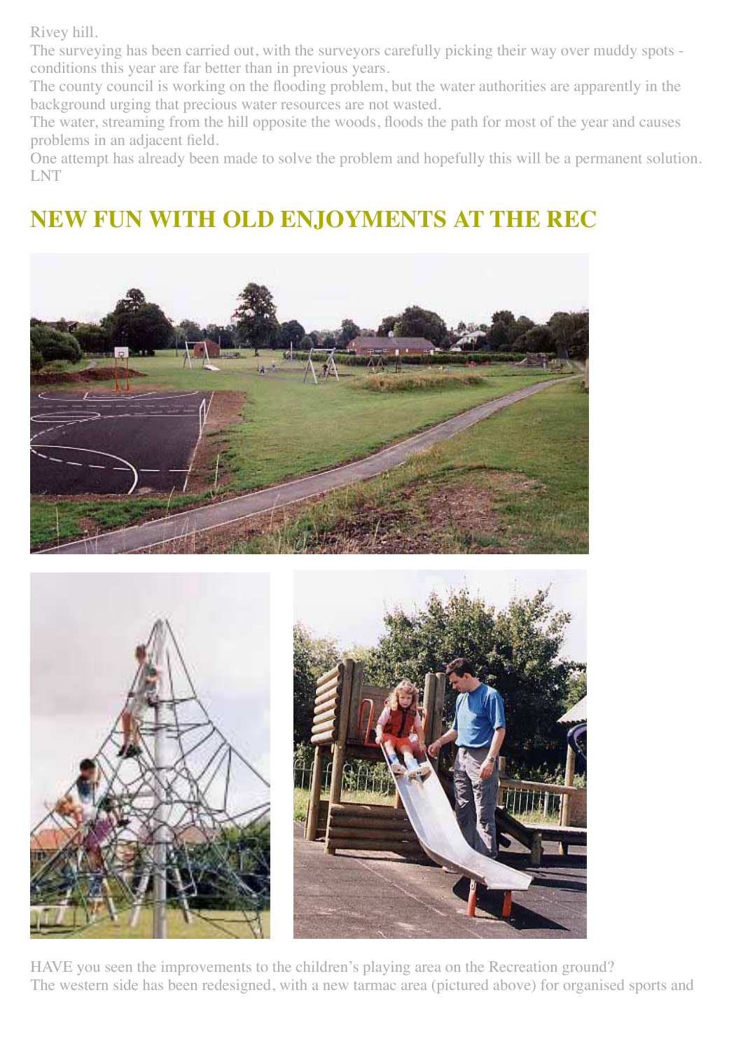Rivey hill.

The surveying has been carried out, with the surveyors carefully picking their way over muddy spots - conditions this year are far better than in previous years.

The county council is working on the flooding problem, but the water authorities are apparently in the background urging that precious water resources are not wasted.

The water, streaming from the hill opposite the woods, floods the path for most of the year and causes problems in an adjacent field.

One attempt has already been made to solve the problem and hopefully this will be a permanent solution.

LNT

## NEW FUN WITH OLD ENJOYMENTS AT THE REC

HAVE you seen the improvements to the children's playing area on the Recreation ground?

The western side has been redesigned, with a new tarmac area (pictured above) for organised sports and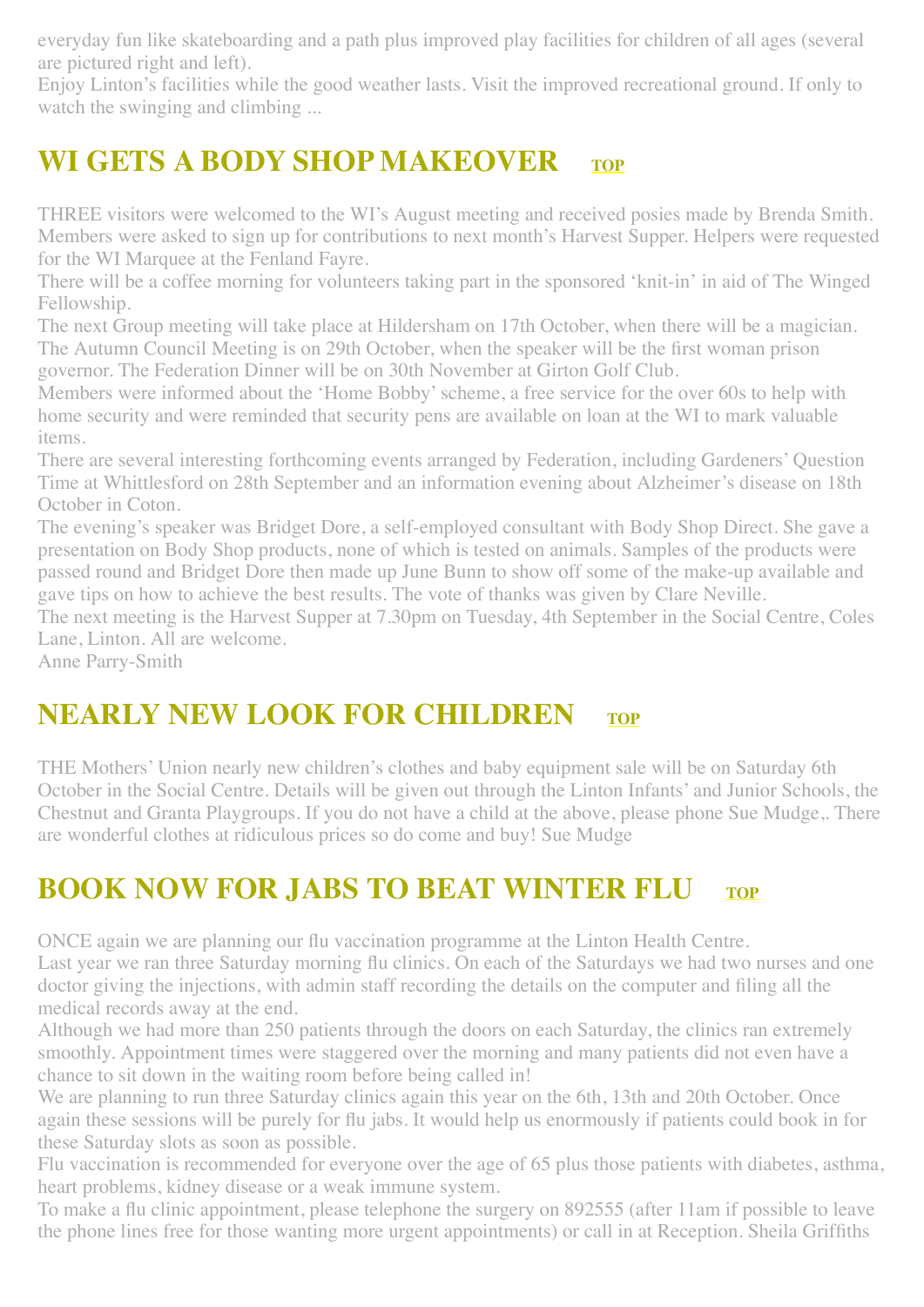everyday fun like skateboarding and a path plus improved play facilities for children of all ages (several are pictured right and left).

Enjoy Linton's facilities while the good weather lasts. Visit the improved recreational ground. If only to watch the swinging and climbing ...

## WI GETS A BODY SHOP MAKEOVER TOP

THREE visitors were welcomed to the WI's August meeting and received posies made by Brenda Smith. Members were asked to sign up for contributions to next month's Harvest Supper. Helpers were requested for the WI Marquee at the Fenland Fayre.

There will be a coffee morning for volunteers taking part in the sponsored 'knit-in' in aid of The Winged Fellowship.

The next Group meeting will take place at Hildersham on 17th October, when there will be a magician. The Autumn Council Meeting is on 29th October, when the speaker will be the first woman prison governor. The Federation Dinner will be on 30th November at Girton Golf Club.

Members were informed about the 'Home Bobby' scheme, a free service for the over 60s to help with home security and were reminded that security pens are available on loan at the WI to mark valuable items.

There are several interesting forthcoming events arranged by Federation, including Gardeners' Question Time at Whittlesford on 28th September and an information evening about Alzheimer's disease on 18th October in Coton.

The evening's speaker was Bridget Dore, a self-employed consultant with Body Shop Direct. She gave a presentation on Body Shop products, none of which is tested on animals. Samples of the products were passed round and Bridget Dore then made up June Bunn to show off some of the make-up available and gave tips on how to achieve the best results. The vote of thanks was given by Clare Neville.

The next meeting is the Harvest Supper at 7.30pm on Tuesday, 4th September in the Social Centre, Coles Lane, Linton. All are welcome.

Anne Parry-Smith

## NEARLY NEW LOOK FOR CHILDREN TOP

THE Mothers' Union nearly new children's clothes and baby equipment sale will be on Saturday 6th October in the Social Centre. Details will be given out through the Linton Infants' and Junior Schools, the Chestnut and Granta Playgroups. If you do not have a child at the above, please phone Sue Mudge,. There are wonderful clothes at ridiculous prices so do come and buy! Sue Mudge

## BOOK NOW FOR JABS TO BEAT WINTER FLU TOP

ONCE again we are planning our flu vaccination programme at the Linton Health Centre.

Last year we ran three Saturday morning flu clinics. On each of the Saturdays we had two nurses and one doctor giving the injections, with admin staff recording the details on the computer and filing all the medical records away at the end.

Although we had more than 250 patients through the doors on each Saturday, the clinics ran extremely smoothly. Appointment times were staggered over the morning and many patients did not even have a chance to sit down in the waiting room before being called in!

We are planning to run three Saturday clinics again this year on the 6th, 13th and 20th October. Once again these sessions will be purely for flu jabs. It would help us enormously if patients could book in for these Saturday slots as soon as possible.

Flu vaccination is recommended for everyone over the age of 65 plus those patients with diabetes, asthma, heart problems, kidney disease or a weak immune system.

To make a flu clinic appointment, please telephone the surgery on 892555 (after 11am if possible to leave the phone lines free for those wanting more urgent appointments) or call in at Reception. Sheila Griffiths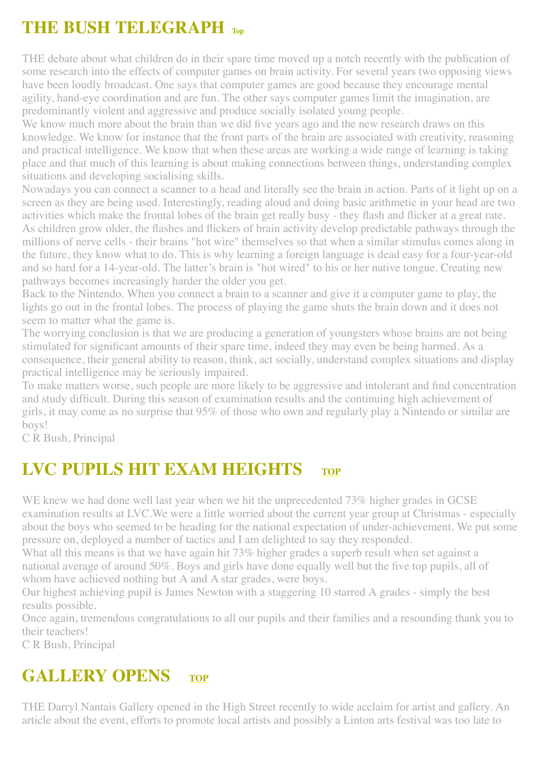## THE BUSH TELEGRAPH Top

THE debate about what children do in their spare time moved up a notch recently with the publication of some research into the effects of computer games on brain activity. For several years two opposing views have been loudly broadcast. One says that computer games are good because they encourage mental agility, hand-eye coordination and are fun. The other says computer games limit the imagination, are predominantly violent and aggressive and produce socially isolated young people.

We know much more about the brain than we did five years ago and the new research draws on this knowledge. We know for instance that the front parts of the brain are associated with creativity, reasoning and practical intelligence. We know that when these areas are working a wide range of learning is taking place and that much of this learning is about making connections between things, understanding complex situations and developing socialising skills.

Nowadays you can connect a scanner to a head and literally see the brain in action. Parts of it light up on a screen as they are being used. Interestingly, reading aloud and doing basic arithmetic in your head are two activities which make the frontal lobes of the brain get really busy - they flash and flicker at a great rate. As children grow older, the flashes and flickers of brain activity develop predictable pathways through the millions of nerve cells - their brains "hot wire" themselves so that when a similar stimulus comes along in the future, they know what to do. This is why learning a foreign language is dead easy for a four-year-old and so hard for a 14-year-old. The latter's brain is "hot wired" to his or her native tongue. Creating new pathways becomes increasingly harder the older you get.

Back to the Nintendo. When you connect a brain to a scanner and give it a computer game to play, the lights go out in the frontal lobes. The process of playing the game shuts the brain down and it does not seem to matter what the game is.

The worrying conclusion is that we are producing a generation of youngsters whose brains are not being stimulated for significant amounts of their spare time, indeed they may even be being harmed. As a consequence, their general ability to reason, think, act socially, understand complex situations and display practical intelligence may be seriously impaired.

To make matters worse, such people are more likely to be aggressive and intolerant and find concentration and study difficult. During this season of examination results and the continuing high achievement of girls, it may come as no surprise that 95% of those who own and regularly play a Nintendo or similar are boys!

C R Bush, Principal

## LVC PUPILS HIT EXAM HEIGHTS TOP

WE knew we had done well last year when we hit the unprecedented 73% higher grades in GCSE examination results at LVC.We were a little worried about the current year group at Christmas - especially about the boys who seemed to be heading for the national expectation of under-achievement. We put some pressure on, deployed a number of tactics and I am delighted to say they responded.

What all this means is that we have again hit 73% higher grades a superb result when set against a national average of around 50%. Boys and girls have done equally well but the five top pupils, all of whom have achieved nothing but A and A star grades, were boys.

Our highest achieving pupil is James Newton with a staggering 10 starred A grades - simply the best results possible.

Once again, tremendous congratulations to all our pupils and their families and a resounding thank you to their teachers!

C R Bush, Principal

## GALLERY OPENS TOP

THE Darryl Nantais Gallery opened in the High Street recently to wide acclaim for artist and gallery. An article about the event, efforts to promote local artists and possibly a Linton arts festival was too late to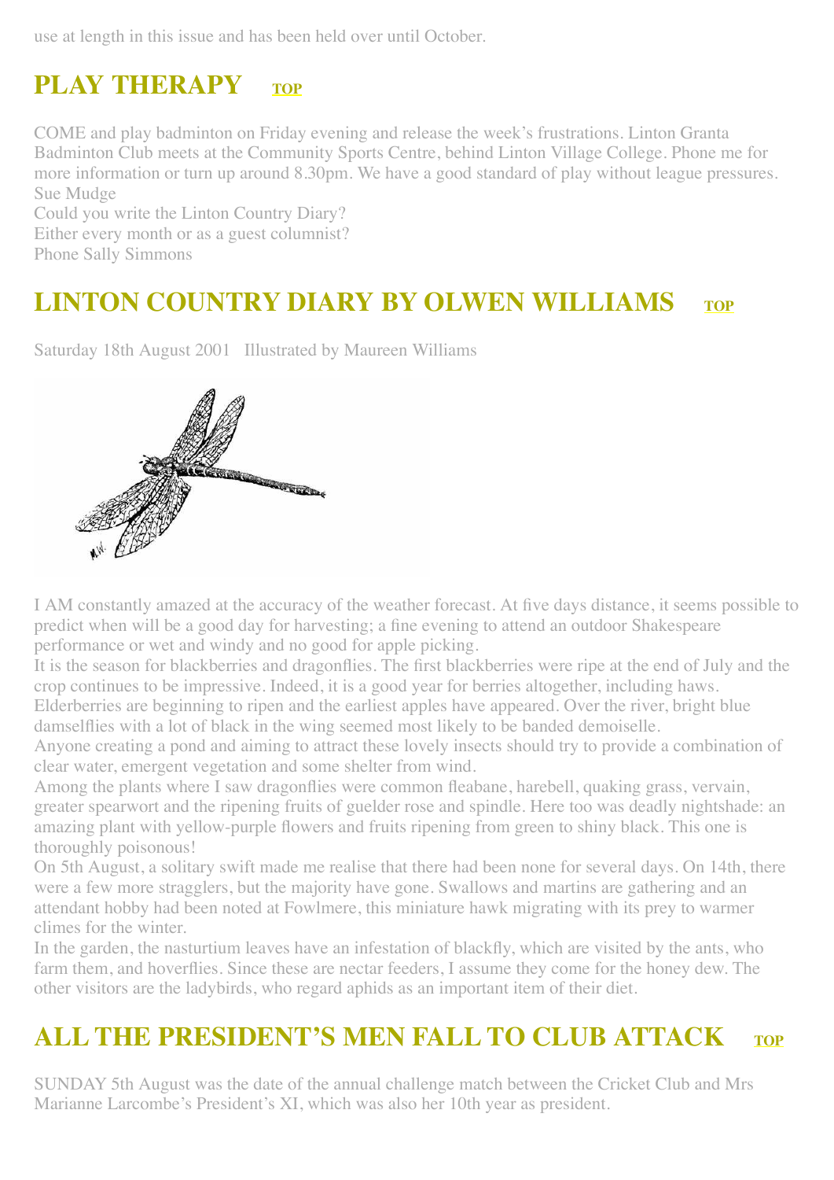use at length in this issue and has been held over until October.

## PLAY THERAPY TOP

COME and play badminton on Friday evening and release the week's frustrations. Linton Granta Badminton Club meets at the Community Sports Centre, behind Linton Village College. Phone me for more information or turn up around 8.30pm. We have a good standard of play without league pressures.
Sue Mudge
Could you write the Linton Country Diary?
Either every month or as a guest columnist?
Phone Sally Simmons

## LINTON COUNTRY DIARY BY OLWEN WILLIAMS TOP

Saturday 18th August 2001 Illustrated by Maureen Williams

I AM constantly amazed at the accuracy of the weather forecast. At five days distance, it seems possible to predict when will be a good day for harvesting; a fine evening to attend an outdoor Shakespeare performance or wet and windy and no good for apple picking.
It is the season for blackberries and dragonflies. The first blackberries were ripe at the end of July and the crop continues to be impressive. Indeed, it is a good year for berries altogether, including haws. Elderberries are beginning to ripen and the earliest apples have appeared. Over the river, bright blue damselflies with a lot of black in the wing seemed most likely to be banded demoiselle.
Anyone creating a pond and aiming to attract these lovely insects should try to provide a combination of clear water, emergent vegetation and some shelter from wind.
Among the plants where I saw dragonflies were common fleabane, harebell, quaking grass, vervain, greater spearwort and the ripening fruits of guelder rose and spindle. Here too was deadly nightshade: an amazing plant with yellow-purple flowers and fruits ripening from green to shiny black. This one is thoroughly poisonous!
On 5th August, a solitary swift made me realise that there had been none for several days. On 14th, there were a few more stragglers, but the majority have gone. Swallows and martins are gathering and an attendant hobby had been noted at Fowlmere, this miniature hawk migrating with its prey to warmer climes for the winter.
In the garden, the nasturtium leaves have an infestation of blackfly, which are visited by the ants, who farm them, and hoverflies. Since these are nectar feeders, I assume they come for the honey dew. The other visitors are the ladybirds, who regard aphids as an important item of their diet.

## ALL THE PRESIDENT'S MEN FALL TO CLUB ATTACK TOP

SUNDAY 5th August was the date of the annual challenge match between the Cricket Club and Mrs Marianne Larcombe's President's XI, which was also her 10th year as president.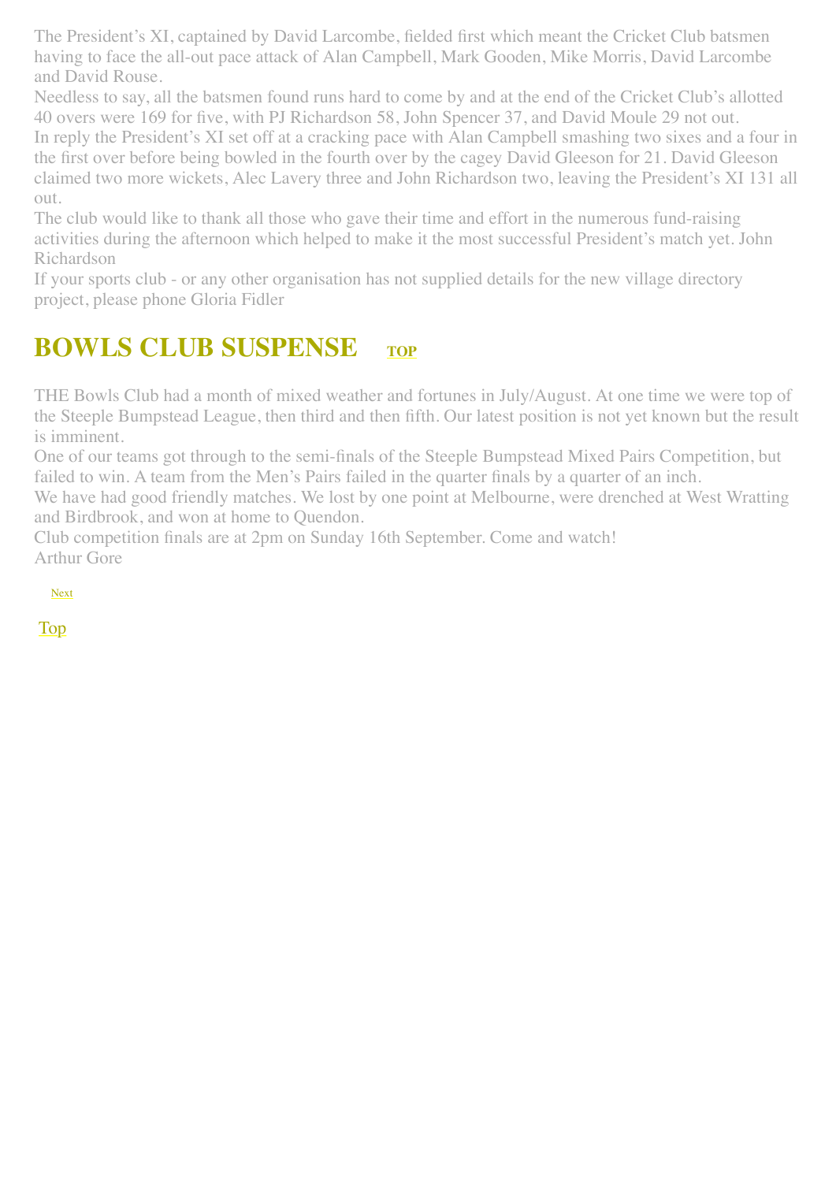The President's XI, captained by David Larcombe, fielded first which meant the Cricket Club batsmen having to face the all-out pace attack of Alan Campbell, Mark Gooden, Mike Morris, David Larcombe and David Rouse.

Needless to say, all the batsmen found runs hard to come by and at the end of the Cricket Club's allotted 40 overs were 169 for five, with PJ Richardson 58, John Spencer 37, and David Moule 29 not out.

In reply the President's XI set off at a cracking pace with Alan Campbell smashing two sixes and a four in the first over before being bowled in the fourth over by the cagey David Gleeson for 21. David Gleeson claimed two more wickets, Alec Lavery three and John Richardson two, leaving the President's XI 131 all out.

The club would like to thank all those who gave their time and effort in the numerous fund-raising activities during the afternoon which helped to make it the most successful President's match yet. John Richardson

If your sports club - or any other organisation has not supplied details for the new village directory project, please phone Gloria Fidler

## BOWLS CLUB SUSPENSE TOP

THE Bowls Club had a month of mixed weather and fortunes in July/August. At one time we were top of the Steeple Bumpstead League, then third and then fifth. Our latest position is not yet known but the result is imminent.

One of our teams got through to the semi-finals of the Steeple Bumpstead Mixed Pairs Competition, but failed to win. A team from the Men's Pairs failed in the quarter finals by a quarter of an inch.

We have had good friendly matches. We lost by one point at Melbourne, were drenched at West Wratting and Birdbrook, and won at home to Quendon.

Club competition finals are at 2pm on Sunday 16th September. Come and watch!

Arthur Gore

Next

Top